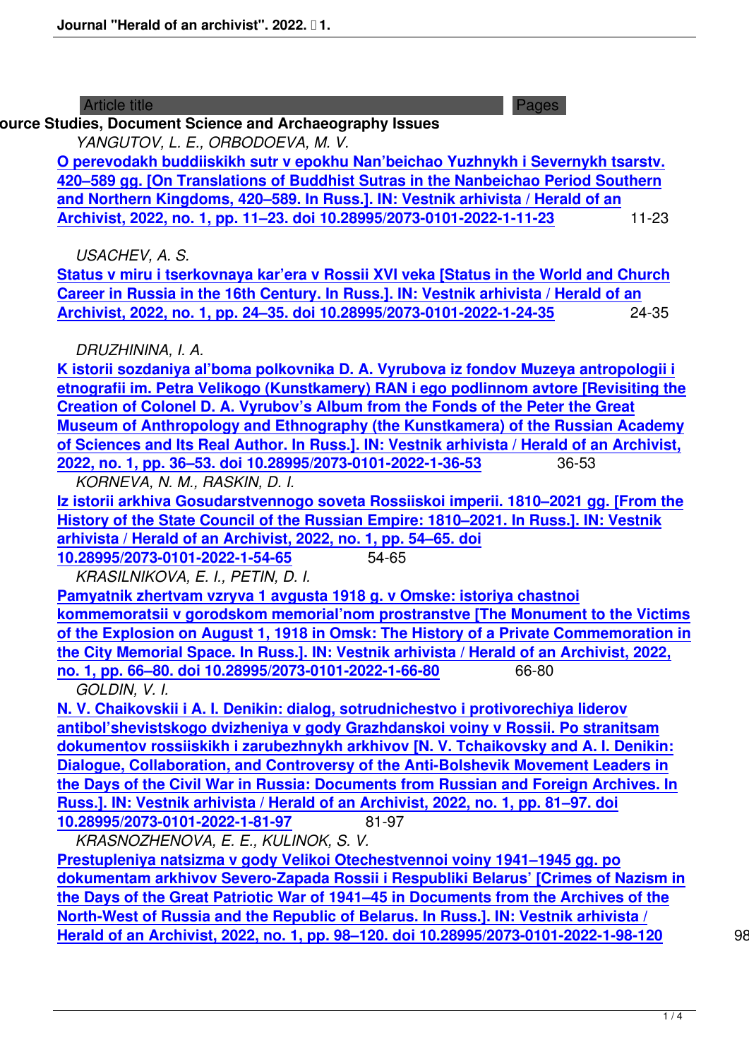| Article title | Pages |
| --- | --- |

**ource Studies, Document Science and Archaeography Issues**

*YANGUTOV, L. E., ORBODOEVA, M. V.*

O perevodakh buddiiskikh sutr v epokhu Nan'beichao Yuzhnykh i Severnykh tsarstv. 420–589 gg. [On Translations of Buddhist Sutras in the Nanbeichao Period Southern and Northern Kingdoms, 420–589. In Russ.]. IN: Vestnik arhivista / Herald of an Archivist, 2022, no. 1, pp. 11–23. doi 10.28995/2073-0101-2022-1-11-23 — 11-23

*USACHEV, A. S.*

Status v miru i tserkovnaya kar'era v Rossii XVI veka [Status in the World and Church Career in Russia in the 16th Century. In Russ.]. IN: Vestnik arhivista / Herald of an Archivist, 2022, no. 1, pp. 24–35. doi 10.28995/2073-0101-2022-1-24-35 — 24-35

*DRUZHININA, I. A.*

K istorii sozdaniya al'boma polkovnika D. A. Vyrubova iz fondov Muzeya antropologii i etnografii im. Petra Velikogo (Kunstkamery) RAN i ego podlinnom avtore [Revisiting the Creation of Colonel D. A. Vyrubov's Album from the Fonds of the Peter the Great Museum of Anthropology and Ethnography (the Kunstkamera) of the Russian Academy of Sciences and Its Real Author. In Russ.]. IN: Vestnik arhivista / Herald of an Archivist, 2022, no. 1, pp. 36–53. doi 10.28995/2073-0101-2022-1-36-53 — 36-53

*KORNEVA, N. M., RASKIN, D. I.*

Iz istorii arkhiva Gosudarstvennogo soveta Rossiiskoi imperii. 1810–2021 gg. [From the History of the State Council of the Russian Empire: 1810–2021. In Russ.]. IN: Vestnik arhivista / Herald of an Archivist, 2022, no. 1, pp. 54–65. doi 10.28995/2073-0101-2022-1-54-65 — 54-65

*KRASILNIKOVA, E. I., PETIN, D. I.*

Pamyatnik zhertvam vzryva 1 avgusta 1918 g. v Omske: istoriya chastnoi kommemoratsii v gorodskom memorial'nom prostranstve [The Monument to the Victims of the Explosion on August 1, 1918 in Omsk: The History of a Private Commemoration in the City Memorial Space. In Russ.]. IN: Vestnik arhivista / Herald of an Archivist, 2022, no. 1, pp. 66–80. doi 10.28995/2073-0101-2022-1-66-80 — 66-80

*GOLDIN, V. I.*

N. V. Chaikovskii i A. I. Denikin: dialog, sotrudnichestvo i protivorechiya liderov antibol'shevistskogo dvizheniya v gody Grazhdanskoi voiny v Rossii. Po stranitsam dokumentov rossiiskikh i zarubezhnykh arkhivov [N. V. Tchaikovsky and A. I. Denikin: Dialogue, Collaboration, and Controversy of the Anti-Bolshevik Movement Leaders in the Days of the Civil War in Russia: Documents from Russian and Foreign Archives. In Russ.]. IN: Vestnik arhivista / Herald of an Archivist, 2022, no. 1, pp. 81–97. doi 10.28995/2073-0101-2022-1-81-97 — 81-97

*KRASNOZHENOVA, E. E., KULINOK, S. V.*

Prestupleniya natsizma v gody Velikoi Otechestvennoi voiny 1941–1945 gg. po dokumentam arkhivov Severo-Zapada Rossii i Respubliki Belarus' [Crimes of Nazism in the Days of the Great Patriotic War of 1941–45 in Documents from the Archives of the North-West of Russia and the Republic of Belarus. In Russ.]. IN: Vestnik arhivista / Herald of an Archivist, 2022, no. 1, pp. 98–120. doi 10.28995/2073-0101-2022-1-98-120 — 98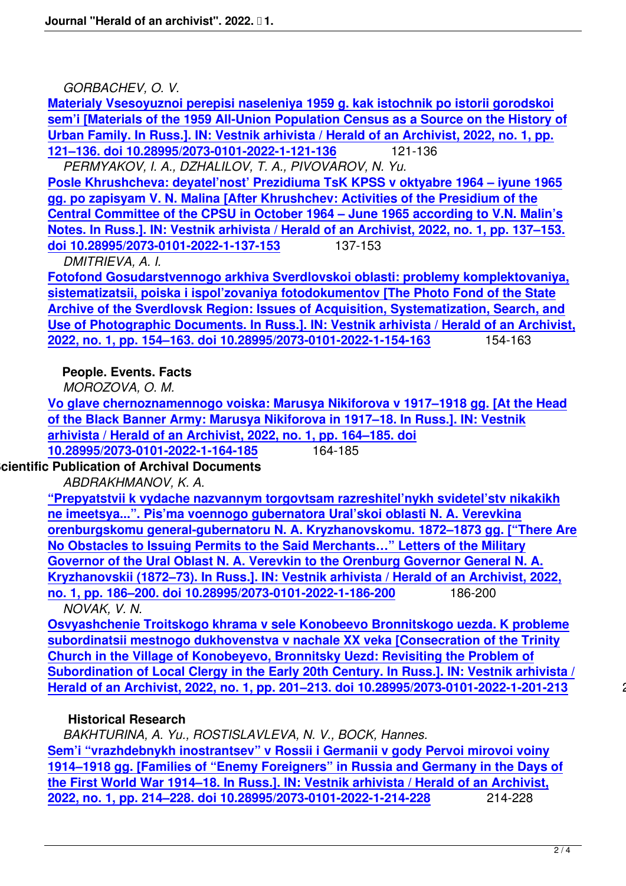*GORBACHEV, O. V.*

**Materialy Vsesoyuznoi perepisi naseleniya 1959 g. kak istochnik po istorii gorodskoi sem'i [Materials of the 1959 All-Union Population Census as a Source on the History of Urban Family. In Russ.]. IN: Vestnik arhivista / Herald of an Archivist, 2022, no. 1, pp. 121–136. doi 10.28995/2073-0101-2022-1-121-136** 121-136

*PERMYAKOV, I. A., DZHALILOV, T. A., PIVOVAROV, N. Yu.*

**Posle Khrushcheva: deyatel'nost' Prezidiuma TsK KPSS v oktyabre 1964 – iyune 1965 gg. po zapisyam V. N. Malina [After Khrushchev: Activities of the Presidium of the Central Committee of the CPSU in October 1964 – June 1965 according to V.N. Malin's Notes. In Russ.]. IN: Vestnik arhivista / Herald of an Archivist, 2022, no. 1, pp. 137–153. doi 10.28995/2073-0101-2022-1-137-153** 137-153

*DMITRIEVA, A. I.*

**Fotofond Gosudarstvennogo arkhiva Sverdlovskoi oblasti: problemy komplektovaniya, sistematizatsii, poiska i ispol'zovaniya fotodokumentov [The Photo Fond of the State Archive of the Sverdlovsk Region: Issues of Acquisition, Systematization, Search, and Use of Photographic Documents. In Russ.]. IN: Vestnik arhivista / Herald of an Archivist, 2022, no. 1, pp. 154–163. doi 10.28995/2073-0101-2022-1-154-163** 154-163

## People. Events. Facts

*MOROZOVA, O. M.*

**Vo glave chernoznamennogo voiska: Marusya Nikiforova v 1917–1918 gg. [At the Head of the Black Banner Army: Marusya Nikiforova in 1917–18. In Russ.]. IN: Vestnik arhivista / Herald of an Archivist, 2022, no. 1, pp. 164–185. doi 10.28995/2073-0101-2022-1-164-185** 164-185

## Scientific Publication of Archival Documents

*ABDRAKHMANOV, K. A.*

**"Prepyatstvii k vydache nazvannym torgovtsam razreshitel'nykh svidetel'stv nikakikh ne imeetsya...". Pis'ma voennogo gubernatora Ural'skoi oblasti N. A. Verevkina orenburgskomu general-gubernatoru N. A. Kryzhanovskomu. 1872–1873 gg. ["There Are No Obstacles to Issuing Permits to the Said Merchants…" Letters of the Military Governor of the Ural Oblast N. A. Verevkin to the Orenburg Governor General N. A. Kryzhanovskii (1872–73). In Russ.]. IN: Vestnik arhivista / Herald of an Archivist, 2022, no. 1, pp. 186–200. doi 10.28995/2073-0101-2022-1-186-200** 186-200

*NOVAK, V. N.*

**Osvyashchenie Troitskogo khrama v sele Konobeevo Bronnitskogo uezda. K probleme subordinatsii mestnogo dukhovenstva v nachale XX veka [Consecration of the Trinity Church in the Village of Konobeyevo, Bronnitsky Uezd: Revisiting the Problem of Subordination of Local Clergy in the Early 20th Century. In Russ.]. IN: Vestnik arhivista / Herald of an Archivist, 2022, no. 1, pp. 201–213. doi 10.28995/2073-0101-2022-1-201-213** 2

## Historical Research

*BAKHTURINA, A. Yu., ROSTISLAVLEVA, N. V., BOCK, Hannes.*

**Sem'i "vrazhdebnykh inostrantsev" v Rossii i Germanii v gody Pervoi mirovoi voiny 1914–1918 gg. [Families of "Enemy Foreigners" in Russia and Germany in the Days of the First World War 1914–18. In Russ.]. IN: Vestnik arhivista / Herald of an Archivist, 2022, no. 1, pp. 214–228. doi 10.28995/2073-0101-2022-1-214-228** 214-228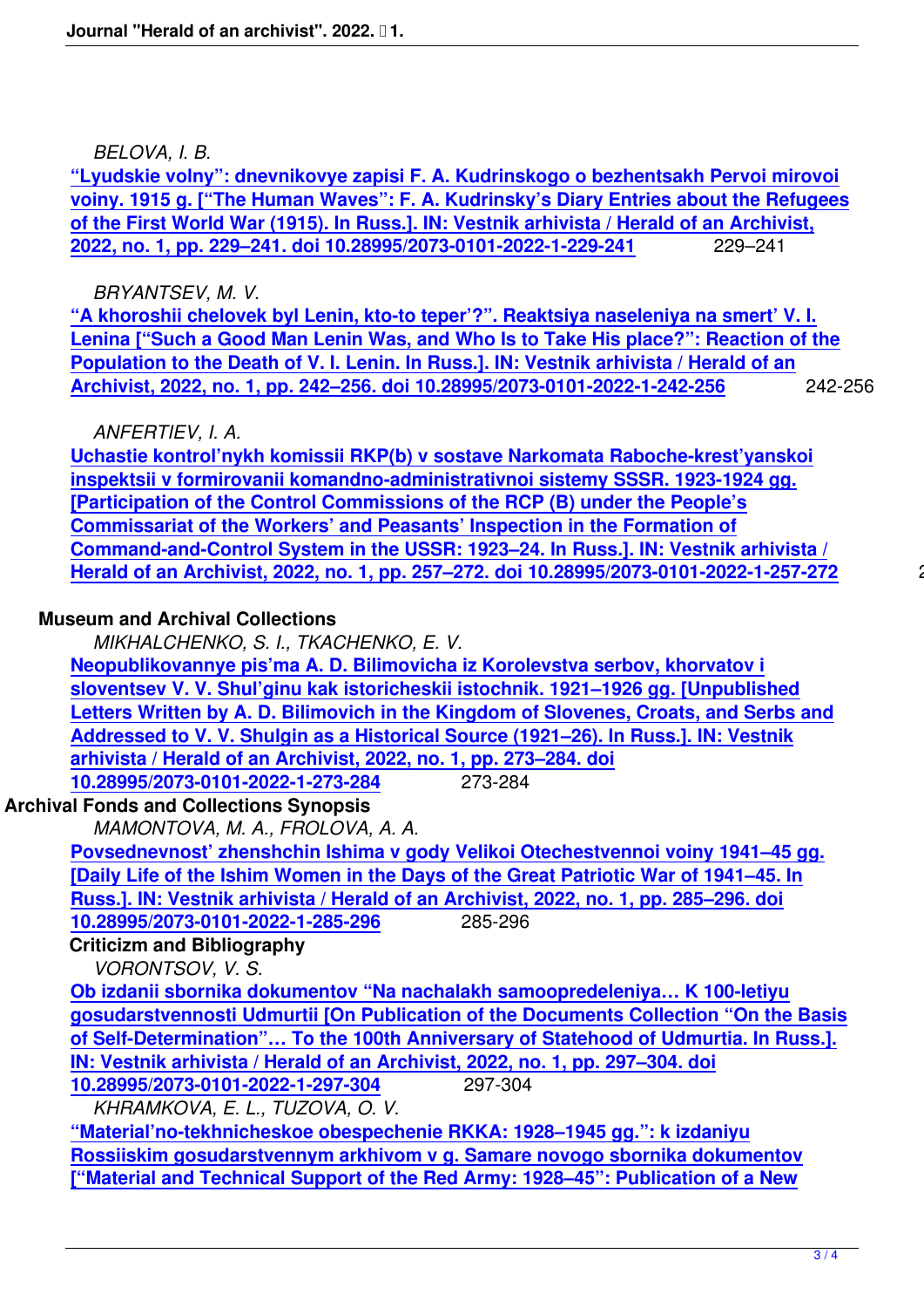*BELOVA, I. B.*

**“Lyudskie volny”: dnevnikovye zapisi F. A. Kudrinskogo o bezhentsakh Pervoi mirovoi voiny. 1915 g. [“The Human Waves”: F. A. Kudrinsky’s Diary Entries about the Refugees of the First World War (1915). In Russ.]. IN: Vestnik arhivista / Herald of an Archivist, 2022, no. 1, pp. 229–241. doi 10.28995/2073-0101-2022-1-229-241** 229–241

*BRYANTSEV, M. V.*

**“A khoroshii chelovek byl Lenin, kto-to teper’?”. Reaktsiya naseleniya na smert’ V. I. Lenina [“Such a Good Man Lenin Was, and Who Is to Take His place?”: Reaction of the Population to the Death of V. I. Lenin. In Russ.]. IN: Vestnik arhivista / Herald of an Archivist, 2022, no. 1, pp. 242–256. doi 10.28995/2073-0101-2022-1-242-256** 242-256

*ANFERTIEV, I. A.*

**Uchastie kontrol’nykh komissii RKP(b) v sostave Narkomata Raboche-krest’yanskoi inspektsii v formirovanii komandno-administrativnoi sistemy SSSR. 1923-1924 gg. [Participation of the Control Commissions of the RCP (B) under the People’s Commissariat of the Workers’ and Peasants’ Inspection in the Formation of Command-and-Control System in the USSR: 1923–24. In Russ.]. IN: Vestnik arhivista / Herald of an Archivist, 2022, no. 1, pp. 257–272. doi 10.28995/2073-0101-2022-1-257-272** 2

### Museum and Archival Collections

*MIKHALCHENKO, S. I., TKACHENKO, E. V.*

**Neopublikovannye pis’ma A. D. Bilimovicha iz Korolevstva serbov, khorvatov i sloventsev V. V. Shul’ginu kak istoricheskii istochnik. 1921–1926 gg. [Unpublished Letters Written by A. D. Bilimovich in the Kingdom of Slovenes, Croats, and Serbs and Addressed to V. V. Shulgin as a Historical Source (1921–26). In Russ.]. IN: Vestnik arhivista / Herald of an Archivist, 2022, no. 1, pp. 273–284. doi 10.28995/2073-0101-2022-1-273-284** 273-284

### Archival Fonds and Collections Synopsis

*MAMONTOVA, M. A., FROLOVA, A. A.*

**Povsednevnost’ zhenshchin Ishima v gody Velikoi Otechestvennoi voiny 1941–45 gg. [Daily Life of the Ishim Women in the Days of the Great Patriotic War of 1941–45. In Russ.]. IN: Vestnik arhivista / Herald of an Archivist, 2022, no. 1, pp. 285–296. doi 10.28995/2073-0101-2022-1-285-296** 285-296

### Criticizm and Bibliography

*VORONTSOV, V. S.*

**Ob izdanii sbornika dokumentov “Na nachalakh samoopredeleniya… K 100-letiyu gosudarstvennosti Udmurtii [On Publication of the Documents Collection “On the Basis of Self-Determination”… To the 100th Anniversary of Statehood of Udmurtia. In Russ.]. IN: Vestnik arhivista / Herald of an Archivist, 2022, no. 1, pp. 297–304. doi 10.28995/2073-0101-2022-1-297-304** 297-304

*KHRAMKOVA, E. L., TUZOVA, O. V.*

**“Material’no-tekhnicheskoe obespechenie RKKA: 1928–1945 gg.”: k izdaniyu Rossiiskim gosudarstvennym arkhivom v g. Samare novogo sbornika dokumentov [“Material and Technical Support of the Red Army: 1928–45”: Publication of a New**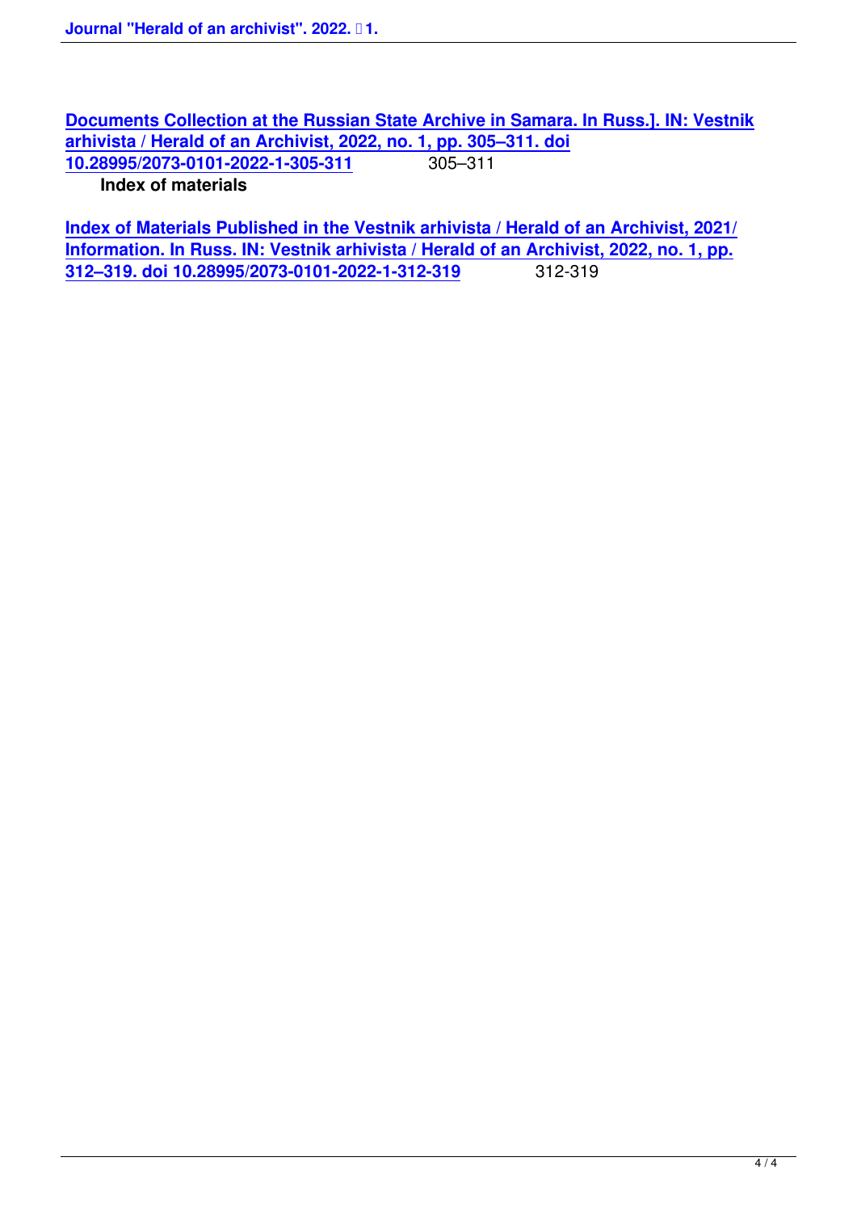**Documents Collection at the Russian State Archive in Samara. In Russ.]. IN: Vestnik arhivista / Herald of an Archivist, 2022, no. 1, pp. 305–311. doi 10.28995/2073-0101-2022-1-305-311** 305–311

**Index of materials**

**Index of Materials Published in the Vestnik arhivista / Herald of an Archivist, 2021/ Information. In Russ. IN: Vestnik arhivista / Herald of an Archivist, 2022, no. 1, pp. 312–319. doi 10.28995/2073-0101-2022-1-312-319** 312-319